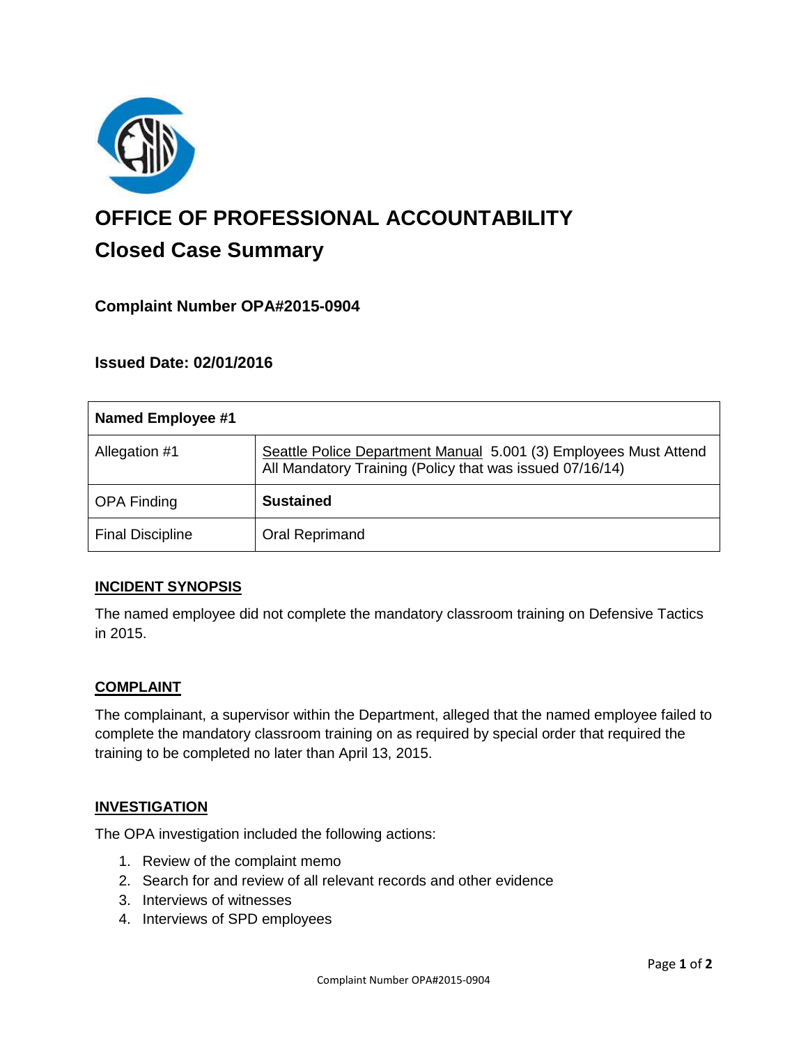# OFFICE OF PROFESSIONAL ACCOUNTABILITY

## Closed Case Summary

### Complaint Number OPA#2015-0904

### Issued Date: 02/01/2016

| Named Employee #1 | |
|---|---|
| Allegation #1 | Seattle Police Department Manual 5.001 (3) Employees Must Attend All Mandatory Training (Policy that was issued 07/16/14) |
| OPA Finding | **Sustained** |
| Final Discipline | Oral Reprimand |

**INCIDENT SYNOPSIS**

The named employee did not complete the mandatory classroom training on Defensive Tactics in 2015.

**COMPLAINT**

The complainant, a supervisor within the Department, alleged that the named employee failed to complete the mandatory classroom training on as required by special order that required the training to be completed no later than April 13, 2015.

**INVESTIGATION**

The OPA investigation included the following actions:

1. Review of the complaint memo
2. Search for and review of all relevant records and other evidence
3. Interviews of witnesses
4. Interviews of SPD employees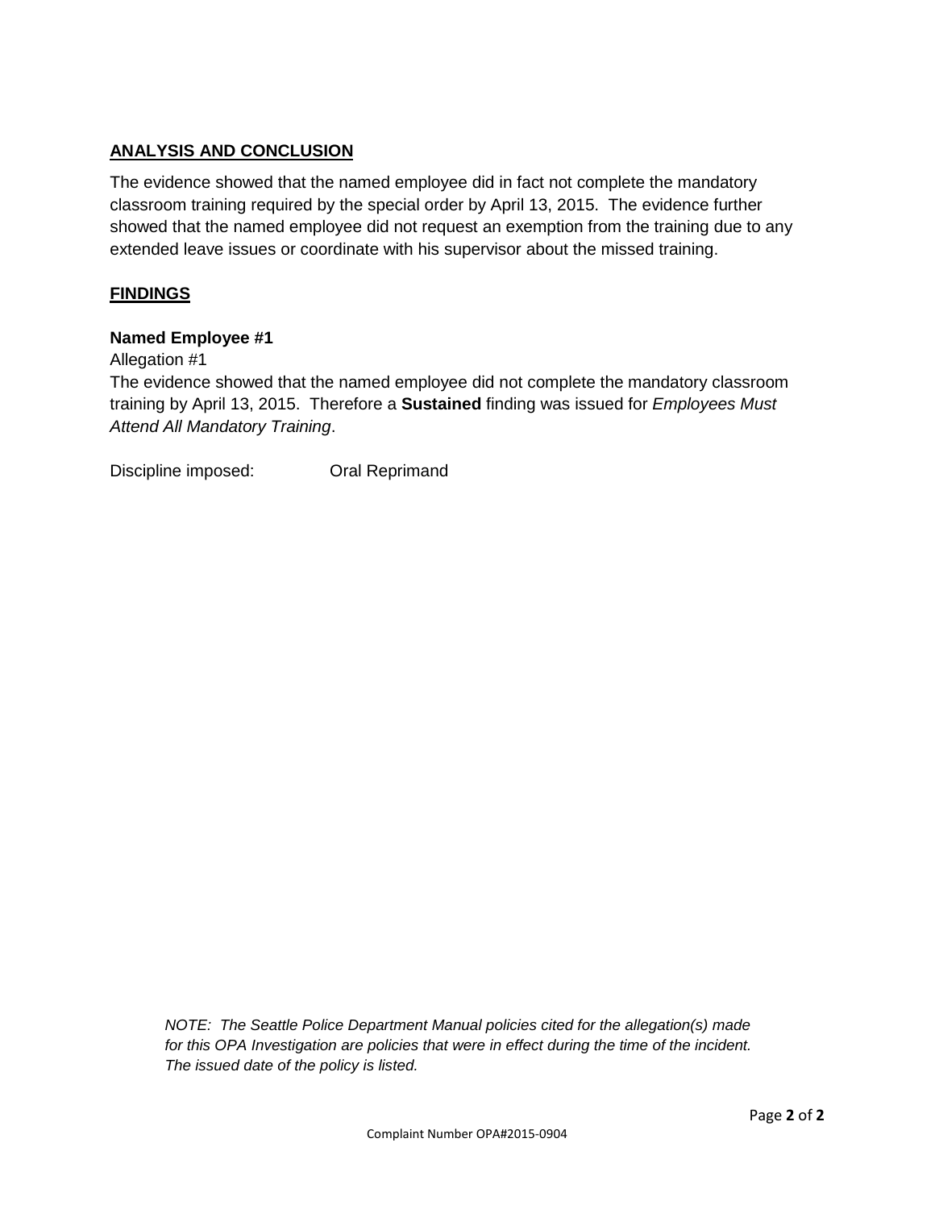## ANALYSIS AND CONCLUSION

The evidence showed that the named employee did in fact not complete the mandatory classroom training required by the special order by April 13, 2015. The evidence further showed that the named employee did not request an exemption from the training due to any extended leave issues or coordinate with his supervisor about the missed training.

## FINDINGS

**Named Employee #1**

Allegation #1

The evidence showed that the named employee did not complete the mandatory classroom training by April 13, 2015. Therefore a **Sustained** finding was issued for *Employees Must Attend All Mandatory Training*.

Discipline imposed: Oral Reprimand

*NOTE: The Seattle Police Department Manual policies cited for the allegation(s) made for this OPA Investigation are policies that were in effect during the time of the incident. The issued date of the policy is listed.*

Complaint Number OPA#2015-0904